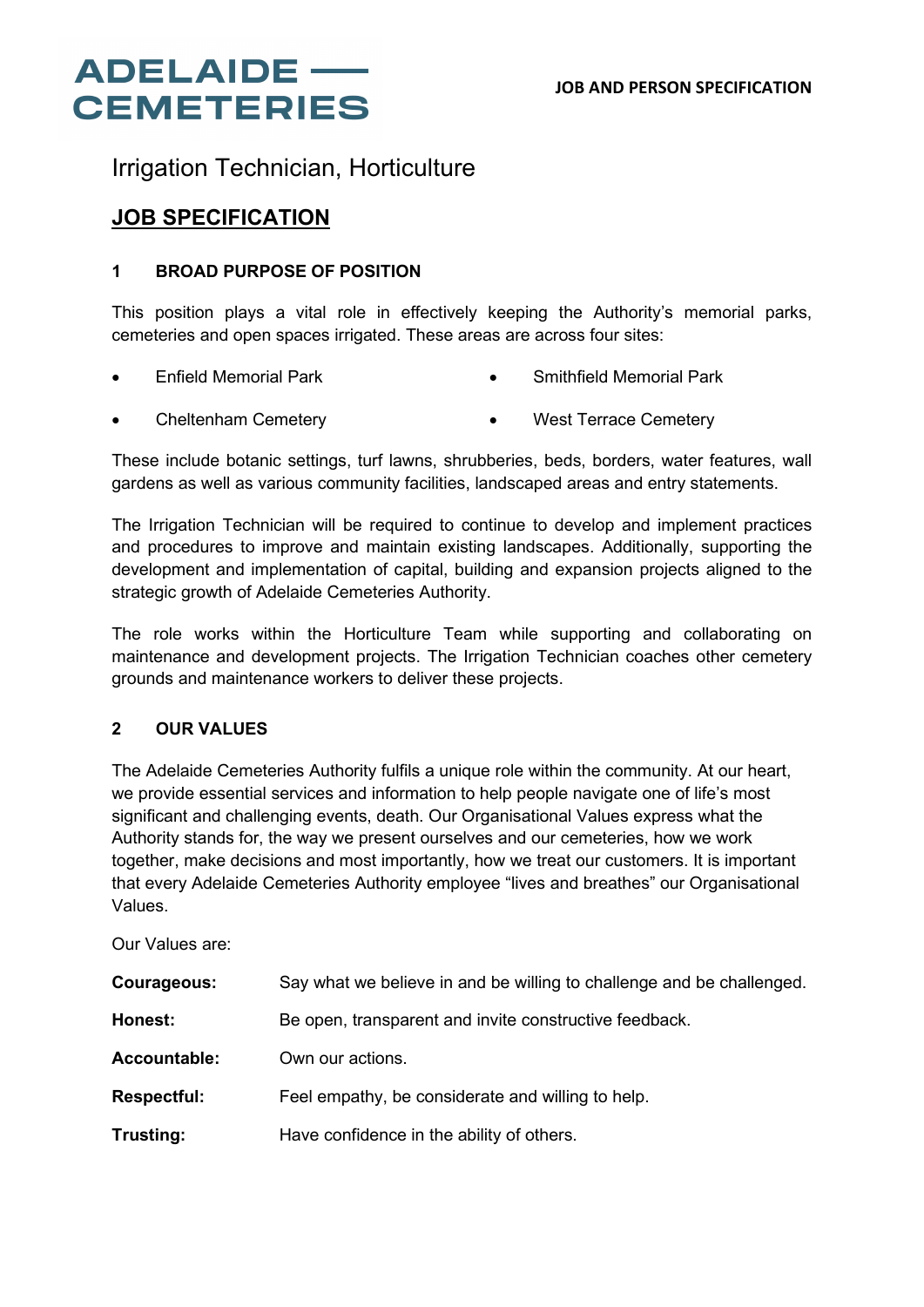ADELAIDE CEMETERIES

JOB AND PERSON SPECIFICATION

# Irrigation Technician, Horticulture

## JOB SPECIFICATION

### 1 BROAD PURPOSE OF POSITION

This position plays a vital role in effectively keeping the Authority's memorial parks, cemeteries and open spaces irrigated. These areas are across four sites:

- Enfield Memorial Park
- Smithfield Memorial Park
- Cheltenham Cemetery
- West Terrace Cemetery

These include botanic settings, turf lawns, shrubberies, beds, borders, water features, wall gardens as well as various community facilities, landscaped areas and entry statements.

The Irrigation Technician will be required to continue to develop and implement practices and procedures to improve and maintain existing landscapes. Additionally, supporting the development and implementation of capital, building and expansion projects aligned to the strategic growth of Adelaide Cemeteries Authority.

The role works within the Horticulture Team while supporting and collaborating on maintenance and development projects. The Irrigation Technician coaches other cemetery grounds and maintenance workers to deliver these projects.

### 2 OUR VALUES

The Adelaide Cemeteries Authority fulfils a unique role within the community. At our heart, we provide essential services and information to help people navigate one of life's most significant and challenging events, death. Our Organisational Values express what the Authority stands for, the way we present ourselves and our cemeteries, how we work together, make decisions and most importantly, how we treat our customers. It is important that every Adelaide Cemeteries Authority employee "lives and breathes" our Organisational Values.

Our Values are:

**Courageous:** Say what we believe in and be willing to challenge and be challenged.

**Honest:** Be open, transparent and invite constructive feedback.

**Accountable:** Own our actions.

**Respectful:** Feel empathy, be considerate and willing to help.

**Trusting:** Have confidence in the ability of others.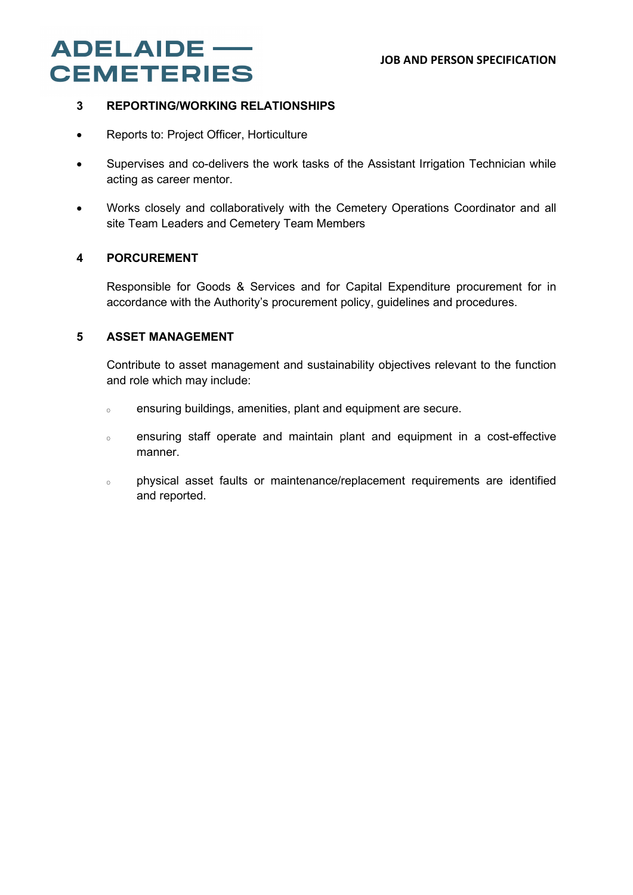## 3 REPORTING/WORKING RELATIONSHIPS

- Reports to: Project Officer, Horticulture
- Supervises and co-delivers the work tasks of the Assistant Irrigation Technician while acting as career mentor.
- Works closely and collaboratively with the Cemetery Operations Coordinator and all site Team Leaders and Cemetery Team Members

## 4 PORCUREMENT

Responsible for Goods & Services and for Capital Expenditure procurement for in accordance with the Authority's procurement policy, guidelines and procedures.

## 5 ASSET MANAGEMENT

Contribute to asset management and sustainability objectives relevant to the function and role which may include:

- ensuring buildings, amenities, plant and equipment are secure.
- ensuring staff operate and maintain plant and equipment in a cost-effective manner.
- physical asset faults or maintenance/replacement requirements are identified and reported.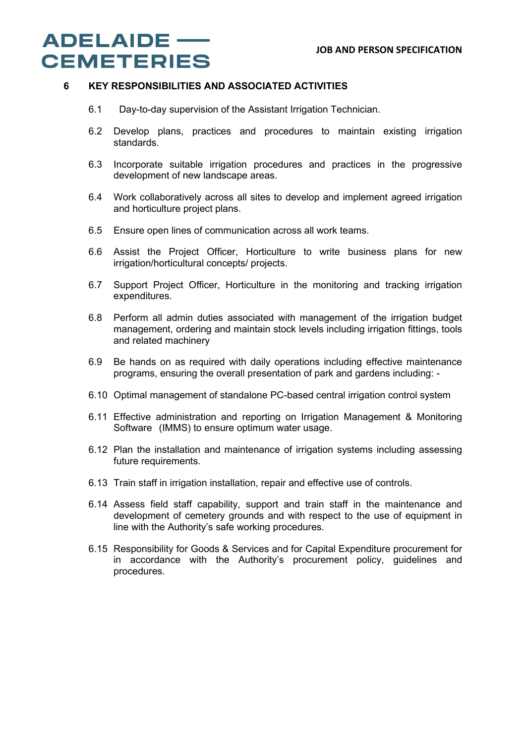## 6 KEY RESPONSIBILITIES AND ASSOCIATED ACTIVITIES

6.1 Day-to-day supervision of the Assistant Irrigation Technician.

6.2 Develop plans, practices and procedures to maintain existing irrigation standards.

6.3 Incorporate suitable irrigation procedures and practices in the progressive development of new landscape areas.

6.4 Work collaboratively across all sites to develop and implement agreed irrigation and horticulture project plans.

6.5 Ensure open lines of communication across all work teams.

6.6 Assist the Project Officer, Horticulture to write business plans for new irrigation/horticultural concepts/ projects.

6.7 Support Project Officer, Horticulture in the monitoring and tracking irrigation expenditures.

6.8 Perform all admin duties associated with management of the irrigation budget management, ordering and maintain stock levels including irrigation fittings, tools and related machinery

6.9 Be hands on as required with daily operations including effective maintenance programs, ensuring the overall presentation of park and gardens including: -

6.10 Optimal management of standalone PC-based central irrigation control system

6.11 Effective administration and reporting on Irrigation Management & Monitoring Software (IMMS) to ensure optimum water usage.

6.12 Plan the installation and maintenance of irrigation systems including assessing future requirements.

6.13 Train staff in irrigation installation, repair and effective use of controls.

6.14 Assess field staff capability, support and train staff in the maintenance and development of cemetery grounds and with respect to the use of equipment in line with the Authority's safe working procedures.

6.15 Responsibility for Goods & Services and for Capital Expenditure procurement for in accordance with the Authority's procurement policy, guidelines and procedures.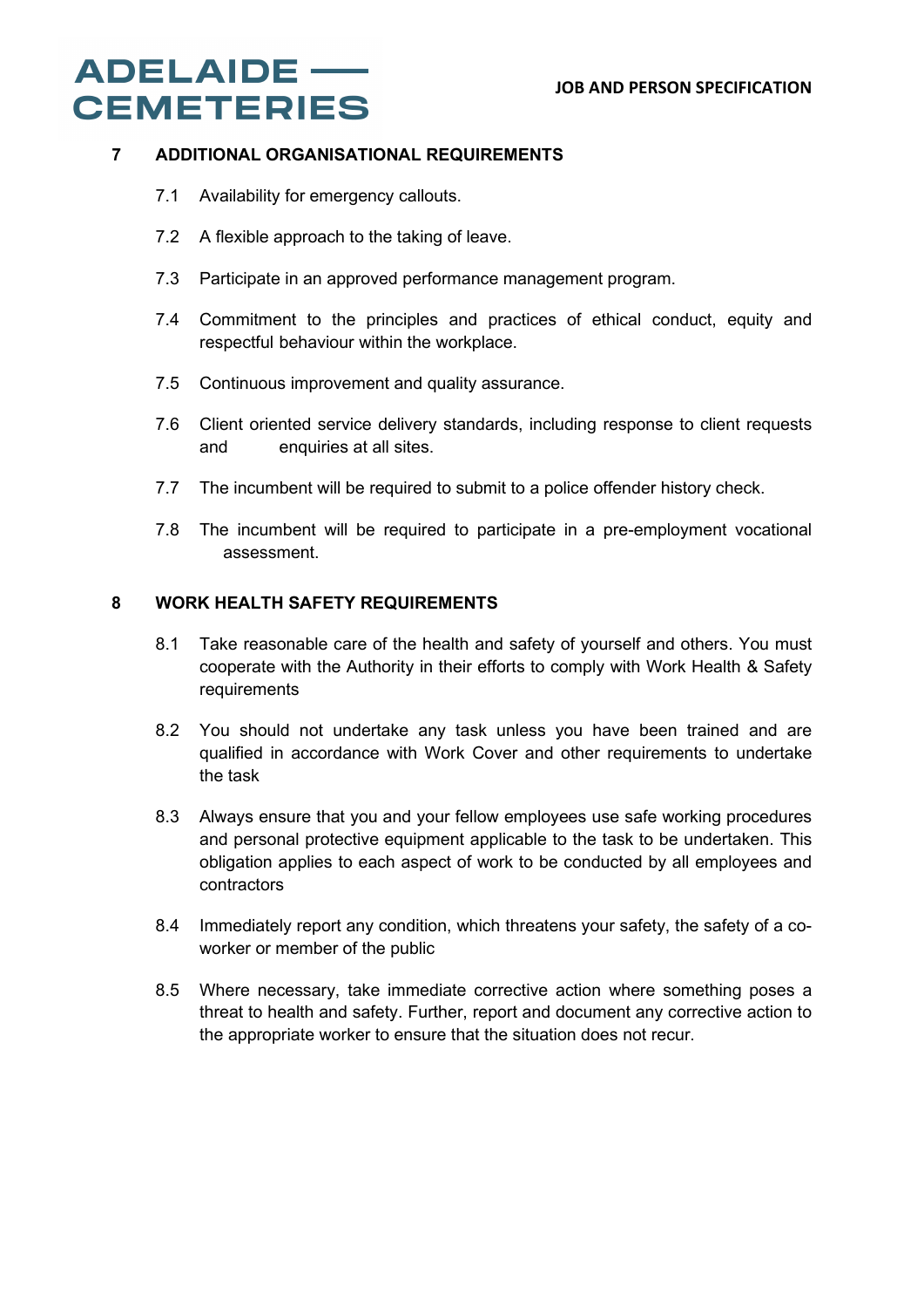## 7 ADDITIONAL ORGANISATIONAL REQUIREMENTS

7.1 Availability for emergency callouts.

7.2 A flexible approach to the taking of leave.

7.3 Participate in an approved performance management program.

7.4 Commitment to the principles and practices of ethical conduct, equity and respectful behaviour within the workplace.

7.5 Continuous improvement and quality assurance.

7.6 Client oriented service delivery standards, including response to client requests and enquiries at all sites.

7.7 The incumbent will be required to submit to a police offender history check.

7.8 The incumbent will be required to participate in a pre-employment vocational assessment.

## 8 WORK HEALTH SAFETY REQUIREMENTS

8.1 Take reasonable care of the health and safety of yourself and others. You must cooperate with the Authority in their efforts to comply with Work Health & Safety requirements

8.2 You should not undertake any task unless you have been trained and are qualified in accordance with Work Cover and other requirements to undertake the task

8.3 Always ensure that you and your fellow employees use safe working procedures and personal protective equipment applicable to the task to be undertaken. This obligation applies to each aspect of work to be conducted by all employees and contractors

8.4 Immediately report any condition, which threatens your safety, the safety of a co-worker or member of the public

8.5 Where necessary, take immediate corrective action where something poses a threat to health and safety. Further, report and document any corrective action to the appropriate worker to ensure that the situation does not recur.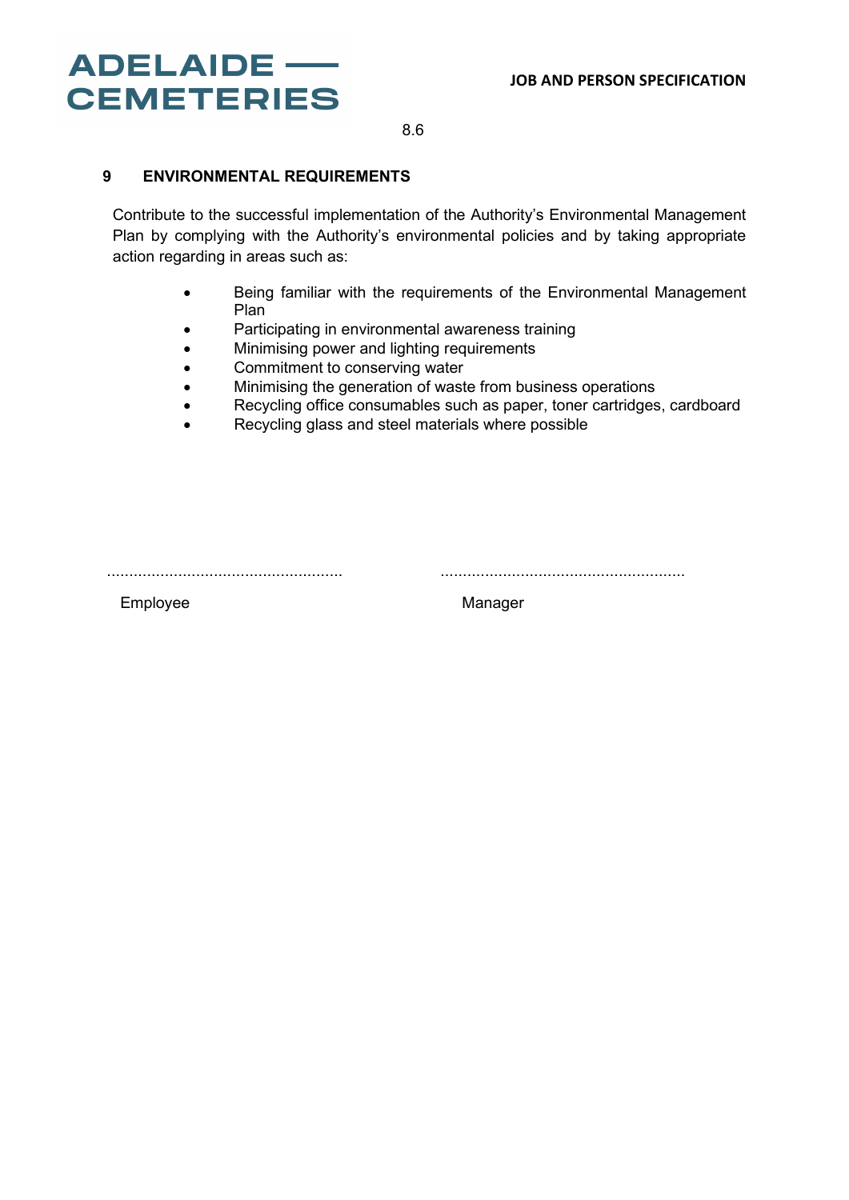8.6

## 9 ENVIRONMENTAL REQUIREMENTS

Contribute to the successful implementation of the Authority's Environmental Management Plan by complying with the Authority's environmental policies and by taking appropriate action regarding in areas such as:

- Being familiar with the requirements of the Environmental Management Plan
- Participating in environmental awareness training
- Minimising power and lighting requirements
- Commitment to conserving water
- Minimising the generation of waste from business operations
- Recycling office consumables such as paper, toner cartridges, cardboard
- Recycling glass and steel materials where possible

.................................................... ......................................................

Employee Manager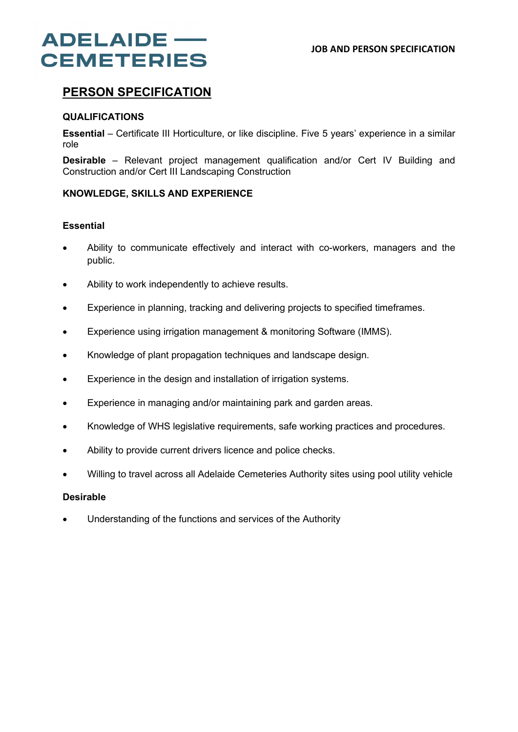## PERSON SPECIFICATION

### QUALIFICATIONS

**Essential** – Certificate III Horticulture, or like discipline. Five 5 years' experience in a similar role

**Desirable** – Relevant project management qualification and/or Cert IV Building and Construction and/or Cert III Landscaping Construction

### KNOWLEDGE, SKILLS AND EXPERIENCE

**Essential**

- Ability to communicate effectively and interact with co-workers, managers and the public.
- Ability to work independently to achieve results.
- Experience in planning, tracking and delivering projects to specified timeframes.
- Experience using irrigation management & monitoring Software (IMMS).
- Knowledge of plant propagation techniques and landscape design.
- Experience in the design and installation of irrigation systems.
- Experience in managing and/or maintaining park and garden areas.
- Knowledge of WHS legislative requirements, safe working practices and procedures.
- Ability to provide current drivers licence and police checks.
- Willing to travel across all Adelaide Cemeteries Authority sites using pool utility vehicle

**Desirable**

- Understanding of the functions and services of the Authority